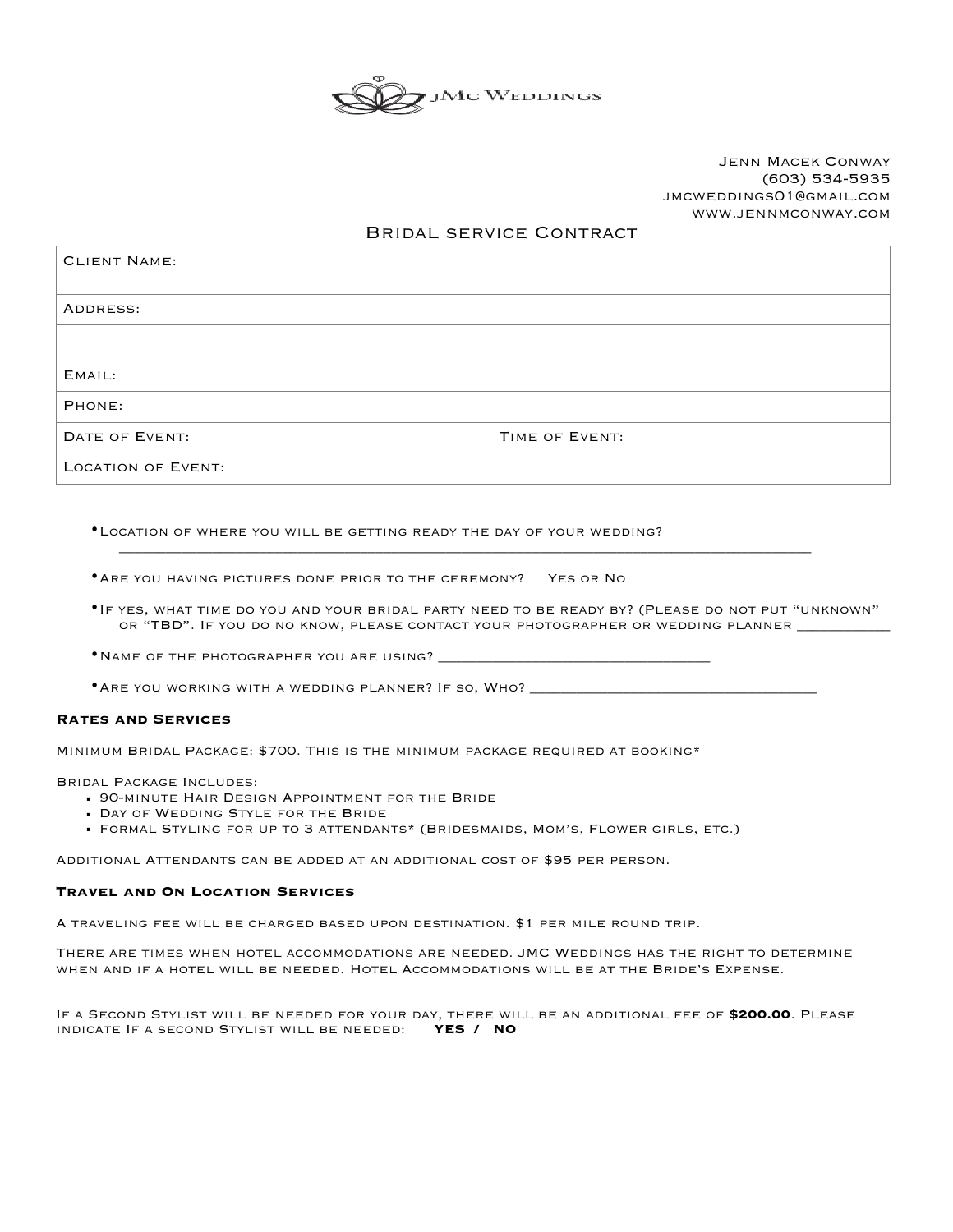JMc Weddings

Jenn Macek Conway
(603) 534-5935
jmcweddings01@gmail.com
www.jennmconway.com

# Bridal service Contract

| Client Name: | |
|---|---|
| Address: | |
| | |
| Email: | |
| Phone: | |
| Date of Event: | Time of Event: |
| Location of Event: | |

- Location of where you will be getting ready the day of your wedding? ______________________________________________________________________________
- Are you having pictures done prior to the ceremony? Yes or No
- If yes, what time do you and your bridal party need to be ready by? (Please do not put "unknown" or "TBD". If you do no know, please contact your photographer or wedding planner ___________
- Name of the photographer you are using? _________________________________
- Are you working with a wedding planner? If so, Who? ___________________________________

**Rates and Services**

Minimum Bridal Package: $700. This is the minimum package required at booking*

Bridal Package Includes:

- 90-minute Hair Design Appointment for the Bride
- Day of Wedding Style for the Bride
- Formal Styling for up to 3 attendants* (Bridesmaids, Mom's, Flower girls, etc.)

Additional Attendants can be added at an additional cost of $95 per person.

**Travel and On Location Services**

A traveling fee will be charged based upon destination. $1 per mile round trip.

There are times when hotel accommodations are needed. JMC Weddings has the right to determine when and if a hotel will be needed. Hotel Accommodations will be at the Bride's Expense.

If a Second Stylist will be needed for your day, there will be an additional fee of **$200.00**. Please indicate If a second Stylist will be needed: **YES / NO**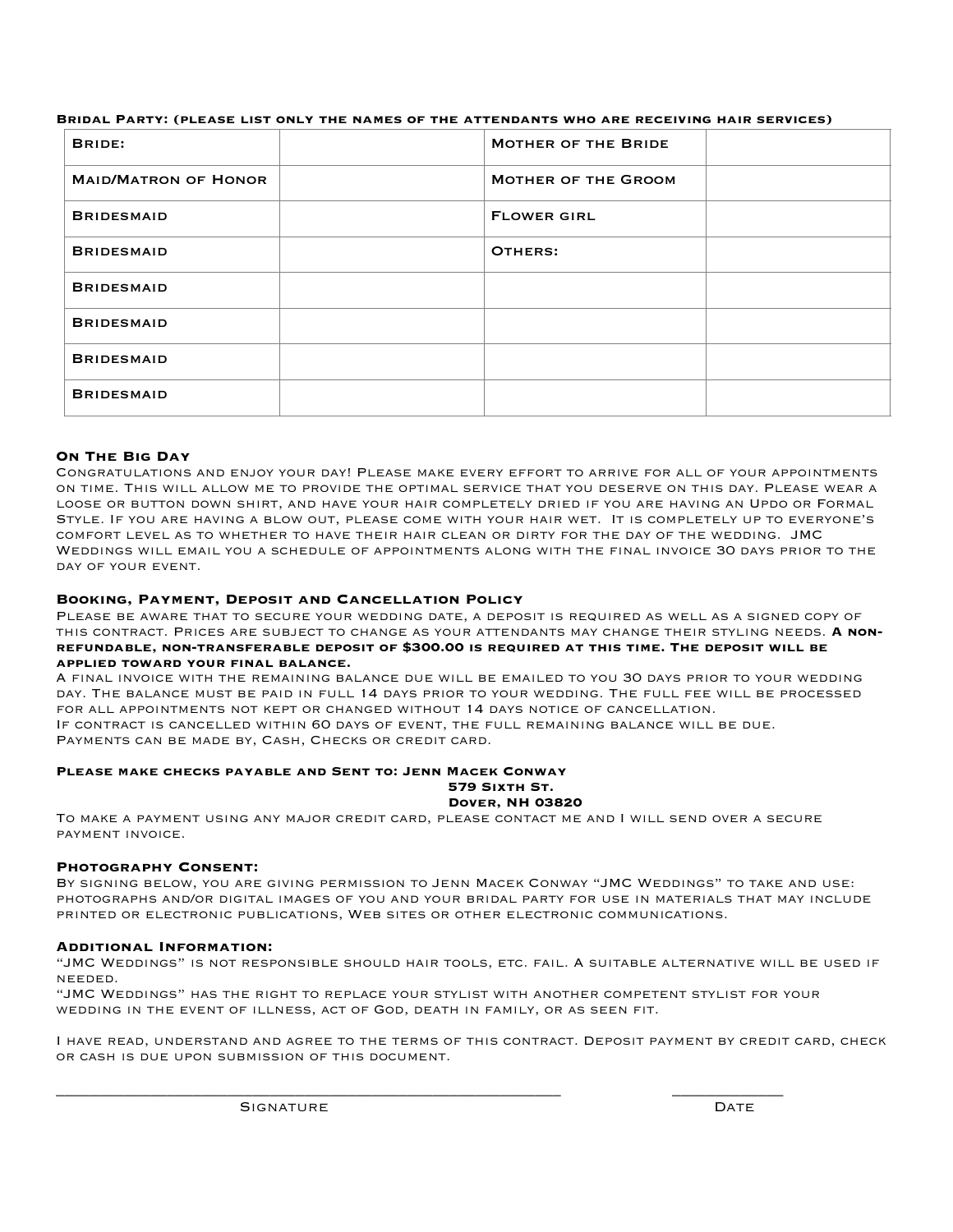**Bridal Party: (please list only the names of the attendants who are receiving hair services)**

| | | | |
|---|---|---|---|
| Bride: | | Mother of the Bride | |
| Maid/Matron of Honor | | Mother of the Groom | |
| Bridesmaid | | Flower girl | |
| Bridesmaid | | Others: | |
| Bridesmaid | | | |
| Bridesmaid | | | |
| Bridesmaid | | | |
| Bridesmaid | | | |

### On The Big Day

Congratulations and enjoy your day! Please make every effort to arrive for all of your appointments on time. This will allow me to provide the optimal service that you deserve on this day. Please wear a loose or button down shirt, and have your hair completely dried if you are having an Updo or Formal Style. If you are having a blow out, please come with your hair wet. It is completely up to everyone's comfort level as to whether to have their hair clean or dirty for the day of the wedding. JMC Weddings will email you a schedule of appointments along with the final invoice 30 days prior to the day of your event.

### Booking, Payment, Deposit and Cancellation Policy

Please be aware that to secure your wedding date, a deposit is required as well as a signed copy of this contract. Prices are subject to change as your attendants may change their styling needs. **A non-refundable, non-transferable deposit of $300.00 is required at this time. The deposit will be applied toward your final balance.**

A final invoice with the remaining balance due will be emailed to you 30 days prior to your wedding day. The balance must be paid in full 14 days prior to your wedding. The full fee will be processed for all appointments not kept or changed without 14 days notice of cancellation.

If contract is cancelled within 60 days of event, the full remaining balance will be due.

Payments can be made by, Cash, Checks or credit card.

**Please make checks payable and Sent to: Jenn Macek Conway**
**579 Sixth St.**
**Dover, NH 03820**

To make a payment using any major credit card, please contact me and I will send over a secure payment invoice.

### Photography Consent:

By signing below, you are giving permission to Jenn Macek Conway "JMC Weddings" to take and use: photographs and/or digital images of you and your bridal party for use in materials that may include printed or electronic publications, Web sites or other electronic communications.

### Additional Information:

"JMC Weddings" is not responsible should hair tools, etc. fail. A suitable alternative will be used if needed.

"JMC Weddings" has the right to replace your stylist with another competent stylist for your wedding in the event of illness, act of God, death in family, or as seen fit.

I have read, understand and agree to the terms of this contract. Deposit payment by credit card, check or cash is due upon submission of this document.

______________________________________________________________ ____________

Signature Date